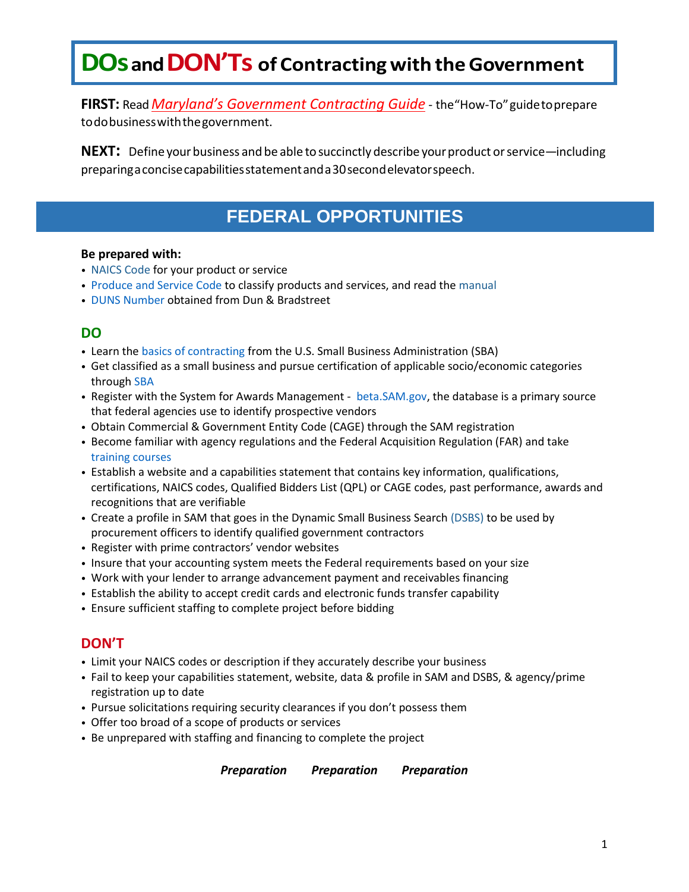# DOs and DON'Ts of Contracting with the Government

**FIRST:** Read *Maryland's Government Contracting Guide* - the "How-To" guide to prepare to do business with the government.

**NEXT:** Define your business and be able to succinctly describe your product or service—including preparing a concise capabilities statement and a 30 second elevator speech.

## FEDERAL OPPORTUNITIES

**Be prepared with:**

- NAICS Code for your product or service
- Produce and Service Code to classify products and services, and read the manual
- DUNS Number obtained from Dun & Bradstreet

### DO

- Learn the basics of contracting from the U.S. Small Business Administration (SBA)
- Get classified as a small business and pursue certification of applicable socio/economic categories through SBA
- Register with the System for Awards Management - beta.SAM.gov, the database is a primary source that federal agencies use to identify prospective vendors
- Obtain Commercial & Government Entity Code (CAGE) through the SAM registration
- Become familiar with agency regulations and the Federal Acquisition Regulation (FAR) and take training courses
- Establish a website and a capabilities statement that contains key information, qualifications, certifications, NAICS codes, Qualified Bidders List (QPL) or CAGE codes, past performance, awards and recognitions that are verifiable
- Create a profile in SAM that goes in the Dynamic Small Business Search (DSBS) to be used by procurement officers to identify qualified government contractors
- Register with prime contractors' vendor websites
- Insure that your accounting system meets the Federal requirements based on your size
- Work with your lender to arrange advancement payment and receivables financing
- Establish the ability to accept credit cards and electronic funds transfer capability
- Ensure sufficient staffing to complete project before bidding

### DON'T

- Limit your NAICS codes or description if they accurately describe your business
- Fail to keep your capabilities statement, website, data & profile in SAM and DSBS, & agency/prime registration up to date
- Pursue solicitations requiring security clearances if you don't possess them
- Offer too broad of a scope of products or services
- Be unprepared with staffing and financing to complete the project

***Preparation Preparation Preparation***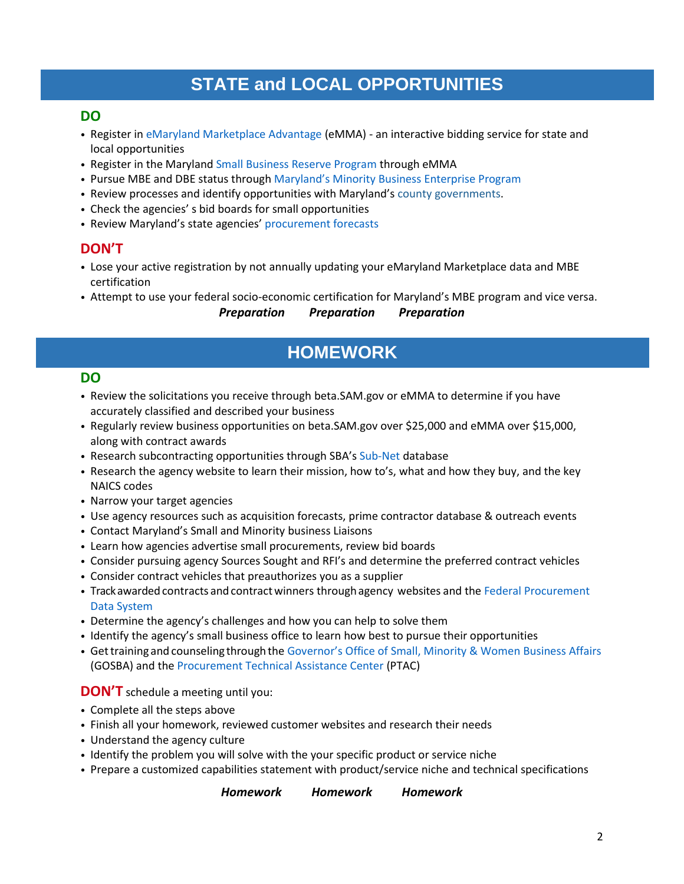## STATE and LOCAL OPPORTUNITIES

### DO

- Register in eMaryland Marketplace Advantage (eMMA) - an interactive bidding service for state and local opportunities
- Register in the Maryland Small Business Reserve Program through eMMA
- Pursue MBE and DBE status through Maryland's Minority Business Enterprise Program
- Review processes and identify opportunities with Maryland's county governments.
- Check the agencies' s bid boards for small opportunities
- Review Maryland's state agencies' procurement forecasts

### DON'T

- Lose your active registration by not annually updating your eMaryland Marketplace data and MBE certification
- Attempt to use your federal socio-economic certification for Maryland's MBE program and vice versa.

***Preparation Preparation Preparation***

## HOMEWORK

### DO

- Review the solicitations you receive through beta.SAM.gov or eMMA to determine if you have accurately classified and described your business
- Regularly review business opportunities on beta.SAM.gov over $25,000 and eMMA over $15,000, along with contract awards
- Research subcontracting opportunities through SBA's Sub-Net database
- Research the agency website to learn their mission, how to's, what and how they buy, and the key NAICS codes
- Narrow your target agencies
- Use agency resources such as acquisition forecasts, prime contractor database & outreach events
- Contact Maryland's Small and Minority business Liaisons
- Learn how agencies advertise small procurements, review bid boards
- Consider pursuing agency Sources Sought and RFI's and determine the preferred contract vehicles
- Consider contract vehicles that preauthorizes you as a supplier
- Track awarded contracts and contract winners through agency websites and the Federal Procurement Data System
- Determine the agency's challenges and how you can help to solve them
- Identify the agency's small business office to learn how best to pursue their opportunities
- Get training and counseling through the Governor's Office of Small, Minority & Women Business Affairs (GOSBA) and the Procurement Technical Assistance Center (PTAC)

**DON'T** schedule a meeting until you:

- Complete all the steps above
- Finish all your homework, reviewed customer websites and research their needs
- Understand the agency culture
- Identify the problem you will solve with the your specific product or service niche
- Prepare a customized capabilities statement with product/service niche and technical specifications

***Homework Homework Homework***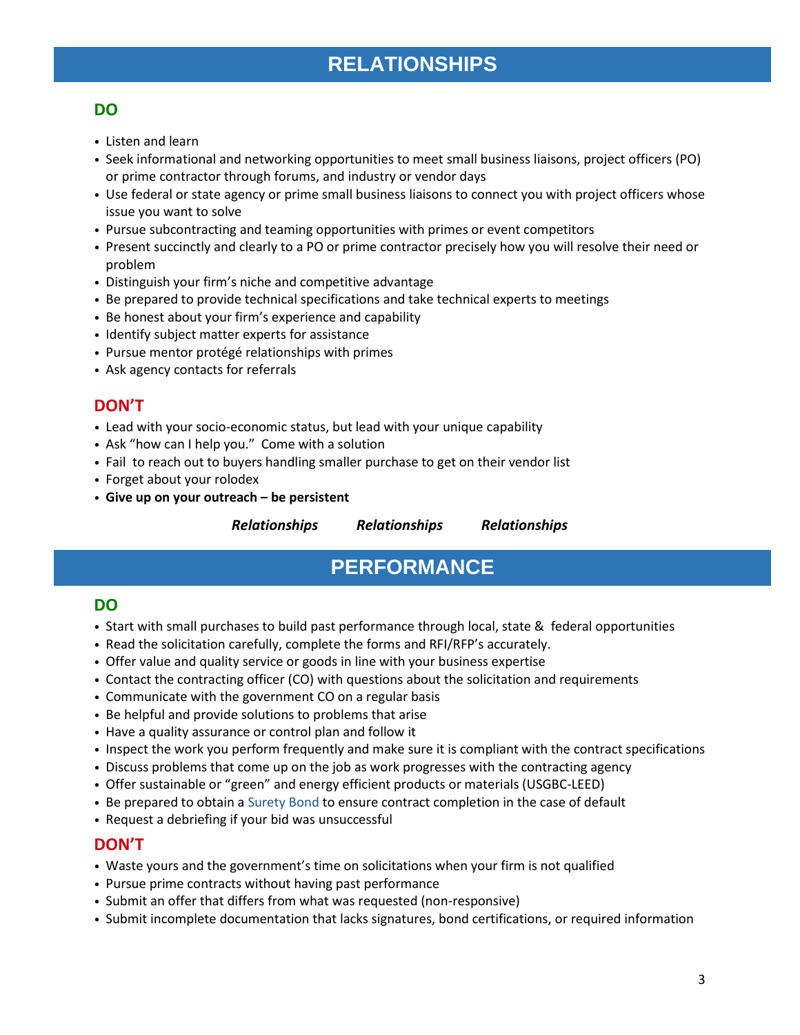## RELATIONSHIPS

### DO

- Listen and learn
- Seek informational and networking opportunities to meet small business liaisons, project officers (PO) or prime contractor through forums, and industry or vendor days
- Use federal or state agency or prime small business liaisons to connect you with project officers whose issue you want to solve
- Pursue subcontracting and teaming opportunities with primes or event competitors
- Present succinctly and clearly to a PO or prime contractor precisely how you will resolve their need or problem
- Distinguish your firm's niche and competitive advantage
- Be prepared to provide technical specifications and take technical experts to meetings
- Be honest about your firm's experience and capability
- Identify subject matter experts for assistance
- Pursue mentor protégé relationships with primes
- Ask agency contacts for referrals

### DON'T

- Lead with your socio-economic status, but lead with your unique capability
- Ask "how can I help you." Come with a solution
- Fail to reach out to buyers handling smaller purchase to get on their vendor list
- Forget about your rolodex
- **Give up on your outreach – be persistent**

***Relationships Relationships Relationships***

## PERFORMANCE

### DO

- Start with small purchases to build past performance through local, state & federal opportunities
- Read the solicitation carefully, complete the forms and RFI/RFP's accurately.
- Offer value and quality service or goods in line with your business expertise
- Contact the contracting officer (CO) with questions about the solicitation and requirements
- Communicate with the government CO on a regular basis
- Be helpful and provide solutions to problems that arise
- Have a quality assurance or control plan and follow it
- Inspect the work you perform frequently and make sure it is compliant with the contract specifications
- Discuss problems that come up on the job as work progresses with the contracting agency
- Offer sustainable or "green" and energy efficient products or materials (USGBC-LEED)
- Be prepared to obtain a Surety Bond to ensure contract completion in the case of default
- Request a debriefing if your bid was unsuccessful

### DON'T

- Waste yours and the government's time on solicitations when your firm is not qualified
- Pursue prime contracts without having past performance
- Submit an offer that differs from what was requested (non-responsive)
- Submit incomplete documentation that lacks signatures, bond certifications, or required information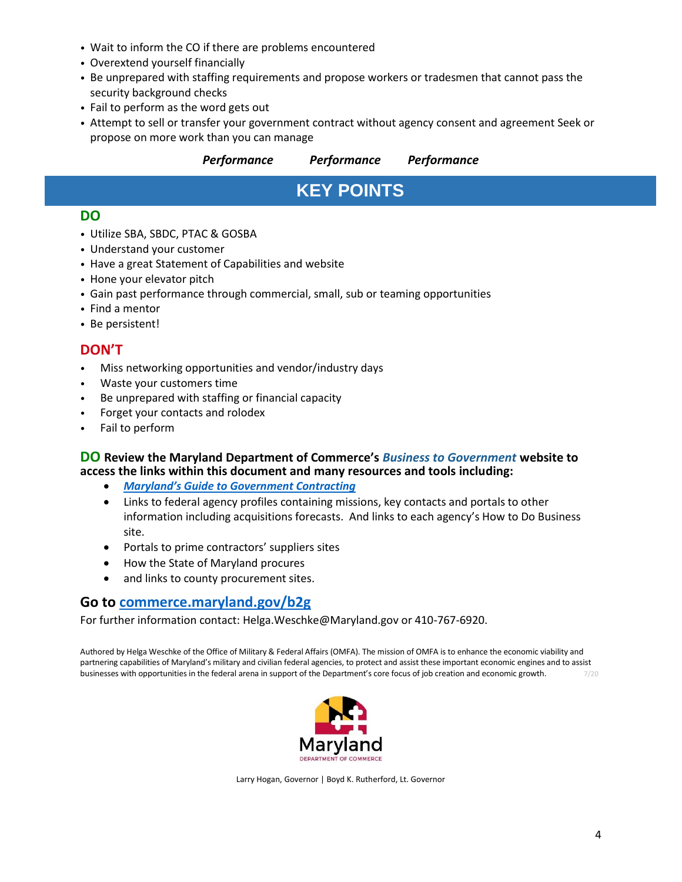- Wait to inform the CO if there are problems encountered
- Overextend yourself financially
- Be unprepared with staffing requirements and propose workers or tradesmen that cannot pass the security background checks
- Fail to perform as the word gets out
- Attempt to sell or transfer your government contract without agency consent and agreement Seek or propose on more work than you can manage

***Performance*** ***Performance*** ***Performance***

## KEY POINTS

### DO

- Utilize SBA, SBDC, PTAC & GOSBA
- Understand your customer
- Have a great Statement of Capabilities and website
- Hone your elevator pitch
- Gain past performance through commercial, small, sub or teaming opportunities
- Find a mentor
- Be persistent!

### DON'T

- Miss networking opportunities and vendor/industry days
- Waste your customers time
- Be unprepared with staffing or financial capacity
- Forget your contacts and rolodex
- Fail to perform

**DO Review the Maryland Department of Commerce's *Business to Government* website to access the links within this document and many resources and tools including:**

- ***Maryland's Guide to Government Contracting***
- Links to federal agency profiles containing missions, key contacts and portals to other information including acquisitions forecasts. And links to each agency's How to Do Business site.
- Portals to prime contractors' suppliers sites
- How the State of Maryland procures
- and links to county procurement sites.

### Go to commerce.maryland.gov/b2g

For further information contact: Helga.Weschke@Maryland.gov or 410-767-6920.

Authored by Helga Weschke of the Office of Military & Federal Affairs (OMFA). The mission of OMFA is to enhance the economic viability and partnering capabilities of Maryland's military and civilian federal agencies, to protect and assist these important economic engines and to assist businesses with opportunities in the federal arena in support of the Department's core focus of job creation and economic growth. 7/20

Maryland
DEPARTMENT OF COMMERCE

Larry Hogan, Governor | Boyd K. Rutherford, Lt. Governor